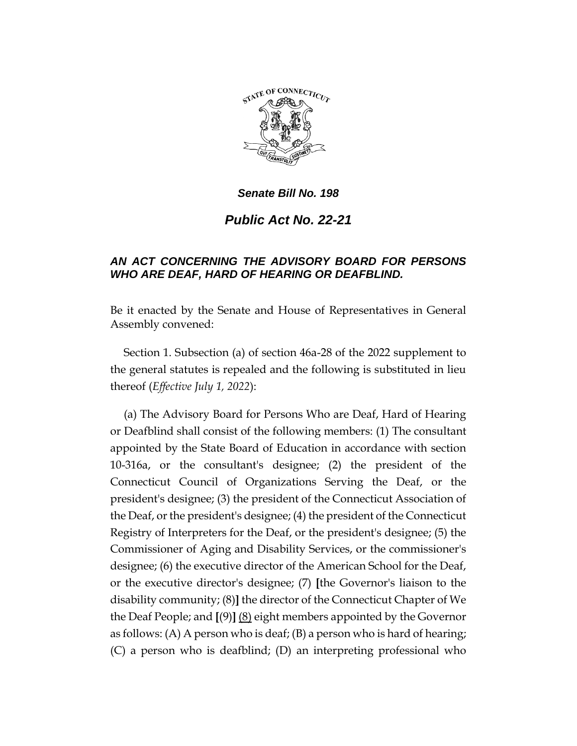***Senate Bill No. 198***

# ***Public Act No. 22-21***

## ***AN ACT CONCERNING THE ADVISORY BOARD FOR PERSONS WHO ARE DEAF, HARD OF HEARING OR DEAFBLIND.***

Be it enacted by the Senate and House of Representatives in General Assembly convened:

Section 1. Subsection (a) of section 46a-28 of the 2022 supplement to the general statutes is repealed and the following is substituted in lieu thereof (*Effective July 1, 2022*):

(a) The Advisory Board for Persons Who are Deaf, Hard of Hearing or Deafblind shall consist of the following members: (1) The consultant appointed by the State Board of Education in accordance with section 10-316a, or the consultant's designee; (2) the president of the Connecticut Council of Organizations Serving the Deaf, or the president's designee; (3) the president of the Connecticut Association of the Deaf, or the president's designee; (4) the president of the Connecticut Registry of Interpreters for the Deaf, or the president's designee; (5) the Commissioner of Aging and Disability Services, or the commissioner's designee; (6) the executive director of the American School for the Deaf, or the executive director's designee; (7) **[**the Governor's liaison to the disability community; (8)**]** the director of the Connecticut Chapter of We the Deaf People; and **[**(9)**]** <u>(8)</u> eight members appointed by the Governor as follows: (A) A person who is deaf; (B) a person who is hard of hearing; (C) a person who is deafblind; (D) an interpreting professional who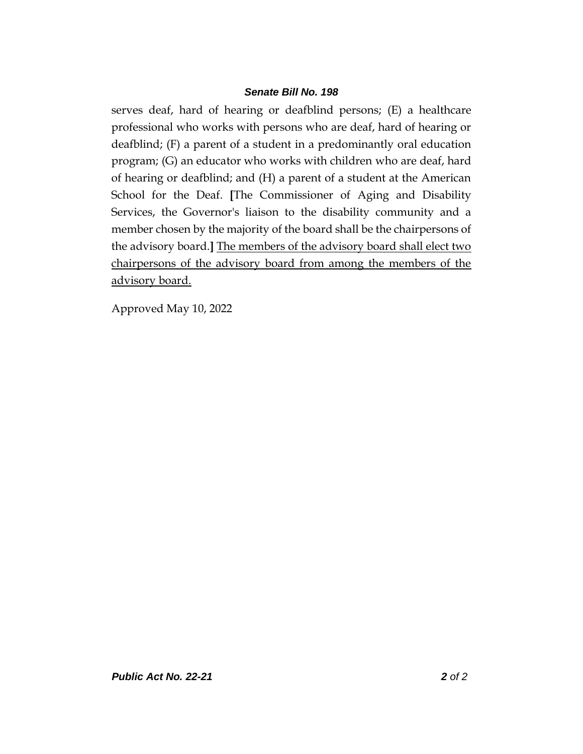serves deaf, hard of hearing or deafblind persons; (E) a healthcare professional who works with persons who are deaf, hard of hearing or deafblind; (F) a parent of a student in a predominantly oral education program; (G) an educator who works with children who are deaf, hard of hearing or deafblind; and (H) a parent of a student at the American School for the Deaf. **[**The Commissioner of Aging and Disability Services, the Governor's liaison to the disability community and a member chosen by the majority of the board shall be the chairpersons of the advisory board.**]** <u>The members of the advisory board shall elect two chairpersons of the advisory board from among the members of the advisory board.</u>

Approved May 10, 2022